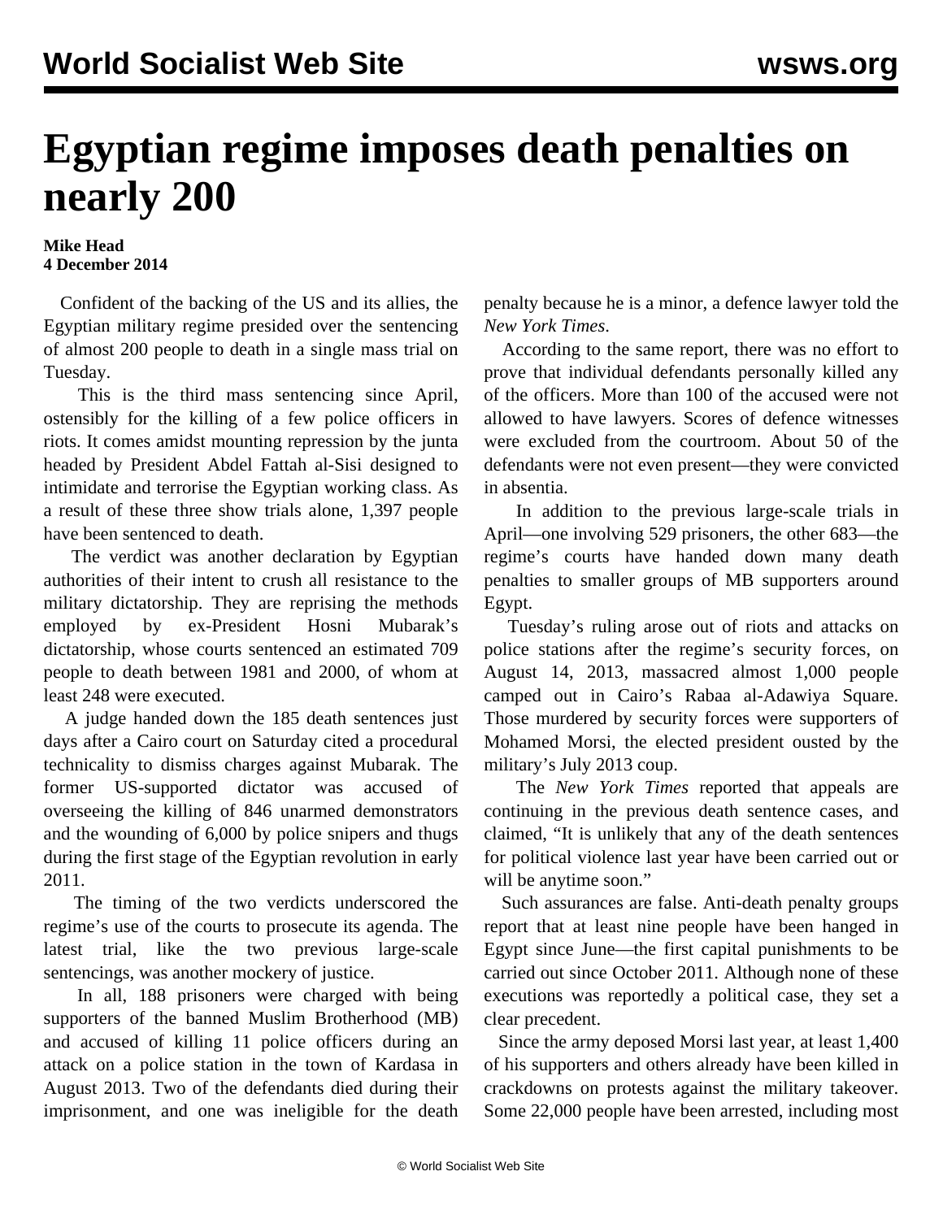# Egyptian regime imposes death penalties on nearly 200

**Mike Head**
**4 December 2014**

Confident of the backing of the US and its allies, the Egyptian military regime presided over the sentencing of almost 200 people to death in a single mass trial on Tuesday.

This is the third mass sentencing since April, ostensibly for the killing of a few police officers in riots. It comes amidst mounting repression by the junta headed by President Abdel Fattah al-Sisi designed to intimidate and terrorise the Egyptian working class. As a result of these three show trials alone, 1,397 people have been sentenced to death.

The verdict was another declaration by Egyptian authorities of their intent to crush all resistance to the military dictatorship. They are reprising the methods employed by ex-President Hosni Mubarak's dictatorship, whose courts sentenced an estimated 709 people to death between 1981 and 2000, of whom at least 248 were executed.

A judge handed down the 185 death sentences just days after a Cairo court on Saturday cited a procedural technicality to dismiss charges against Mubarak. The former US-supported dictator was accused of overseeing the killing of 846 unarmed demonstrators and the wounding of 6,000 by police snipers and thugs during the first stage of the Egyptian revolution in early 2011.

The timing of the two verdicts underscored the regime's use of the courts to prosecute its agenda. The latest trial, like the two previous large-scale sentencings, was another mockery of justice.

In all, 188 prisoners were charged with being supporters of the banned Muslim Brotherhood (MB) and accused of killing 11 police officers during an attack on a police station in the town of Kardasa in August 2013. Two of the defendants died during their imprisonment, and one was ineligible for the death penalty because he is a minor, a defence lawyer told the *New York Times*.

According to the same report, there was no effort to prove that individual defendants personally killed any of the officers. More than 100 of the accused were not allowed to have lawyers. Scores of defence witnesses were excluded from the courtroom. About 50 of the defendants were not even present—they were convicted in absentia.

In addition to the previous large-scale trials in April—one involving 529 prisoners, the other 683—the regime's courts have handed down many death penalties to smaller groups of MB supporters around Egypt.

Tuesday's ruling arose out of riots and attacks on police stations after the regime's security forces, on August 14, 2013, massacred almost 1,000 people camped out in Cairo's Rabaa al-Adawiya Square. Those murdered by security forces were supporters of Mohamed Morsi, the elected president ousted by the military's July 2013 coup.

The *New York Times* reported that appeals are continuing in the previous death sentence cases, and claimed, "It is unlikely that any of the death sentences for political violence last year have been carried out or will be anytime soon."

Such assurances are false. Anti-death penalty groups report that at least nine people have been hanged in Egypt since June—the first capital punishments to be carried out since October 2011. Although none of these executions was reportedly a political case, they set a clear precedent.

Since the army deposed Morsi last year, at least 1,400 of his supporters and others already have been killed in crackdowns on protests against the military takeover. Some 22,000 people have been arrested, including most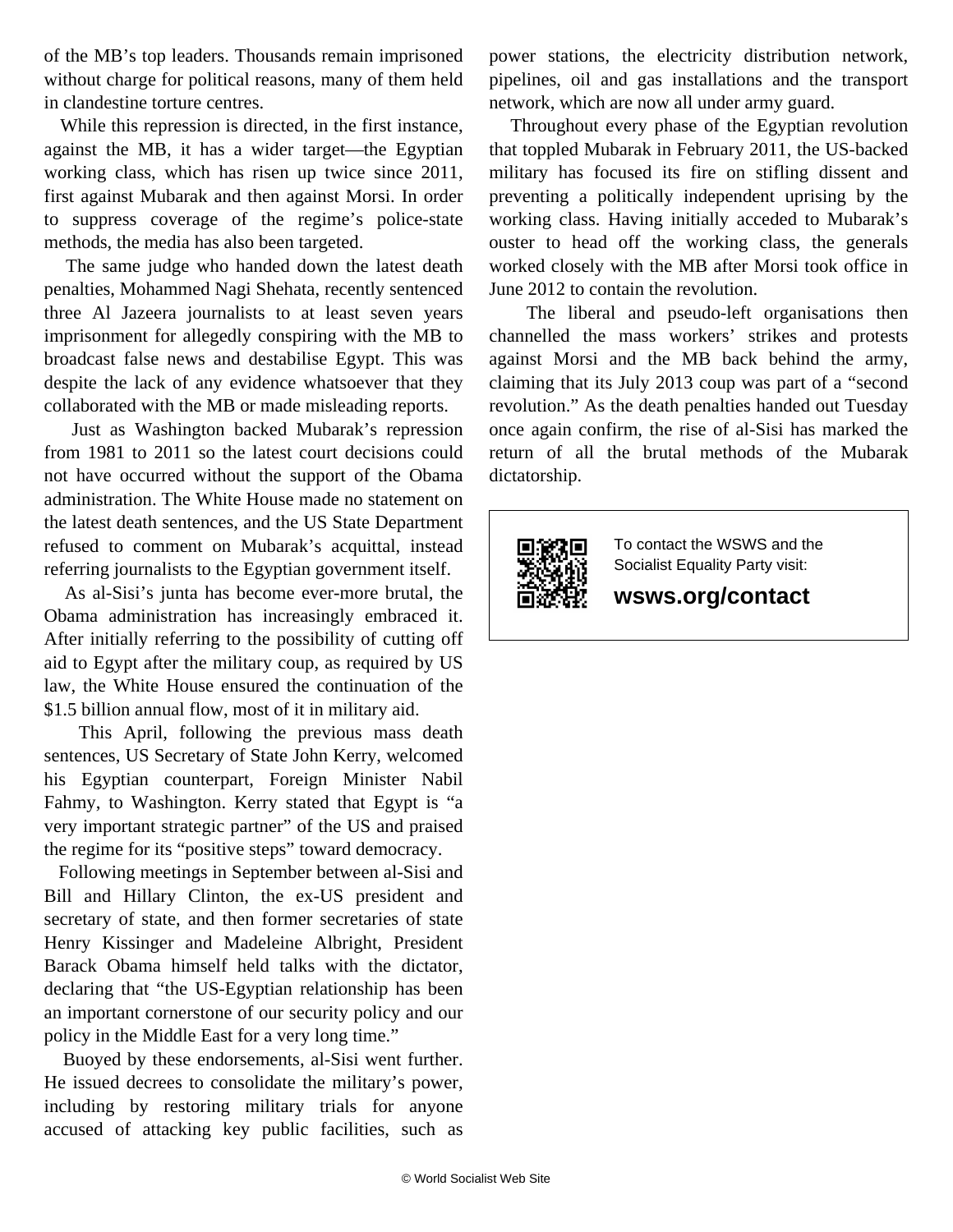of the MB's top leaders. Thousands remain imprisoned without charge for political reasons, many of them held in clandestine torture centres.

While this repression is directed, in the first instance, against the MB, it has a wider target—the Egyptian working class, which has risen up twice since 2011, first against Mubarak and then against Morsi. In order to suppress coverage of the regime's police-state methods, the media has also been targeted.

The same judge who handed down the latest death penalties, Mohammed Nagi Shehata, recently sentenced three Al Jazeera journalists to at least seven years imprisonment for allegedly conspiring with the MB to broadcast false news and destabilise Egypt. This was despite the lack of any evidence whatsoever that they collaborated with the MB or made misleading reports.

Just as Washington backed Mubarak's repression from 1981 to 2011 so the latest court decisions could not have occurred without the support of the Obama administration. The White House made no statement on the latest death sentences, and the US State Department refused to comment on Mubarak's acquittal, instead referring journalists to the Egyptian government itself.

As al-Sisi's junta has become ever-more brutal, the Obama administration has increasingly embraced it. After initially referring to the possibility of cutting off aid to Egypt after the military coup, as required by US law, the White House ensured the continuation of the $1.5 billion annual flow, most of it in military aid.

This April, following the previous mass death sentences, US Secretary of State John Kerry, welcomed his Egyptian counterpart, Foreign Minister Nabil Fahmy, to Washington. Kerry stated that Egypt is "a very important strategic partner" of the US and praised the regime for its "positive steps" toward democracy.

Following meetings in September between al-Sisi and Bill and Hillary Clinton, the ex-US president and secretary of state, and then former secretaries of state Henry Kissinger and Madeleine Albright, President Barack Obama himself held talks with the dictator, declaring that "the US-Egyptian relationship has been an important cornerstone of our security policy and our policy in the Middle East for a very long time."

Buoyed by these endorsements, al-Sisi went further. He issued decrees to consolidate the military's power, including by restoring military trials for anyone accused of attacking key public facilities, such as power stations, the electricity distribution network, pipelines, oil and gas installations and the transport network, which are now all under army guard.

Throughout every phase of the Egyptian revolution that toppled Mubarak in February 2011, the US-backed military has focused its fire on stifling dissent and preventing a politically independent uprising by the working class. Having initially acceded to Mubarak's ouster to head off the working class, the generals worked closely with the MB after Morsi took office in June 2012 to contain the revolution.

The liberal and pseudo-left organisations then channelled the mass workers' strikes and protests against Morsi and the MB back behind the army, claiming that its July 2013 coup was part of a "second revolution." As the death penalties handed out Tuesday once again confirm, the rise of al-Sisi has marked the return of all the brutal methods of the Mubarak dictatorship.

To contact the WSWS and the Socialist Equality Party visit:

**wsws.org/contact**